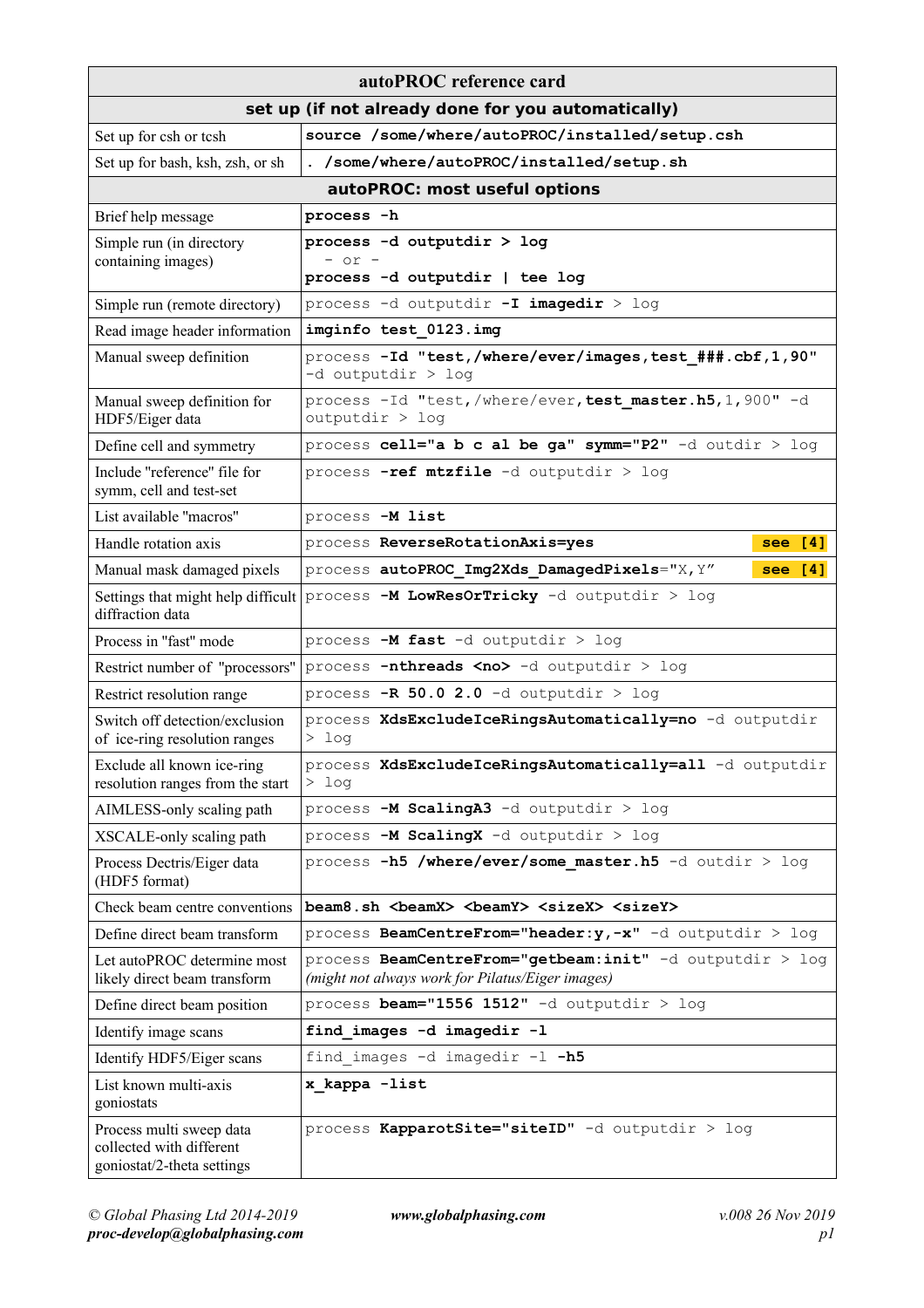# autoPROC reference card

## set up (if not already done for you automatically)

| | |
|---|---|
| Set up for csh or tcsh | **source /some/where/autoPROC/installed/setup.csh** |
| Set up for bash, ksh, zsh, or sh | **. /some/where/autoPROC/installed/setup.sh** |

## autoPROC: most useful options

| | |
|---|---|
| Brief help message | **process -h** |
| Simple run (in directory containing images) | **process -d outputdir > log** <br> – or – <br> **process -d outputdir \| tee log** |
| Simple run (remote directory) | process -d outputdir **-I imagedir** > log |
| Read image header information | **imginfo test_0123.img** |
| Manual sweep definition | process **-Id "test,/where/ever/images,test_###.cbf,1,90"** -d outputdir > log |
| Manual sweep definition for HDF5/Eiger data | process -Id "test,/where/ever,**test_master.h5**,1,900" -d outputdir > log |
| Define cell and symmetry | process **cell="a b c al be ga" symm="P2"** -d outdir > log |
| Include "reference" file for symm, cell and test-set | process **-ref mtzfile** -d outputdir > log |
| List available "macros" | process **-M list** |
| Handle rotation axis | process **ReverseRotationAxis=yes** **see [4]** |
| Manual mask damaged pixels | process **autoPROC_Img2Xds_DamagedPixels**="X,Y" **see [4]** |
| Settings that might help difficult diffraction data | process **-M LowResOrTricky** -d outputdir > log |
| Process in "fast" mode | process **-M fast** -d outputdir > log |
| Restrict number of "processors" | process **-nthreads <no>** -d outputdir > log |
| Restrict resolution range | process **-R 50.0 2.0** -d outputdir > log |
| Switch off detection/exclusion of ice-ring resolution ranges | process **XdsExcludeIceRingsAutomatically=no** -d outputdir > log |
| Exclude all known ice-ring resolution ranges from the start | process **XdsExcludeIceRingsAutomatically=all** -d outputdir > log |
| AIMLESS-only scaling path | process **-M ScalingA3** -d outputdir > log |
| XSCALE-only scaling path | process **-M ScalingX** -d outputdir > log |
| Process Dectris/Eiger data (HDF5 format) | process **-h5 /where/ever/some_master.h5** -d outdir > log |
| Check beam centre conventions | **beam8.sh <beamX> <beamY> <sizeX> <sizeY>** |
| Define direct beam transform | process **BeamCentreFrom="header:y,-x"** -d outputdir > log |
| Let autoPROC determine most likely direct beam transform | process **BeamCentreFrom="getbeam:init"** -d outputdir > log <br> *(might not always work for Pilatus/Eiger images)* |
| Define direct beam position | process **beam="1556 1512"** -d outputdir > log |
| Identify image scans | **find_images -d imagedir -l** |
| Identify HDF5/Eiger scans | find_images -d imagedir -l **-h5** |
| List known multi-axis goniostats | **x_kappa -list** |
| Process multi sweep data collected with different goniostat/2-theta settings | process **KapparotSite="siteID"** -d outputdir > log |

*© Global Phasing Ltd 2014-2019* *proc-develop@globalphasing.com* ***www.globalphasing.com*** *v.008 26 Nov 2019*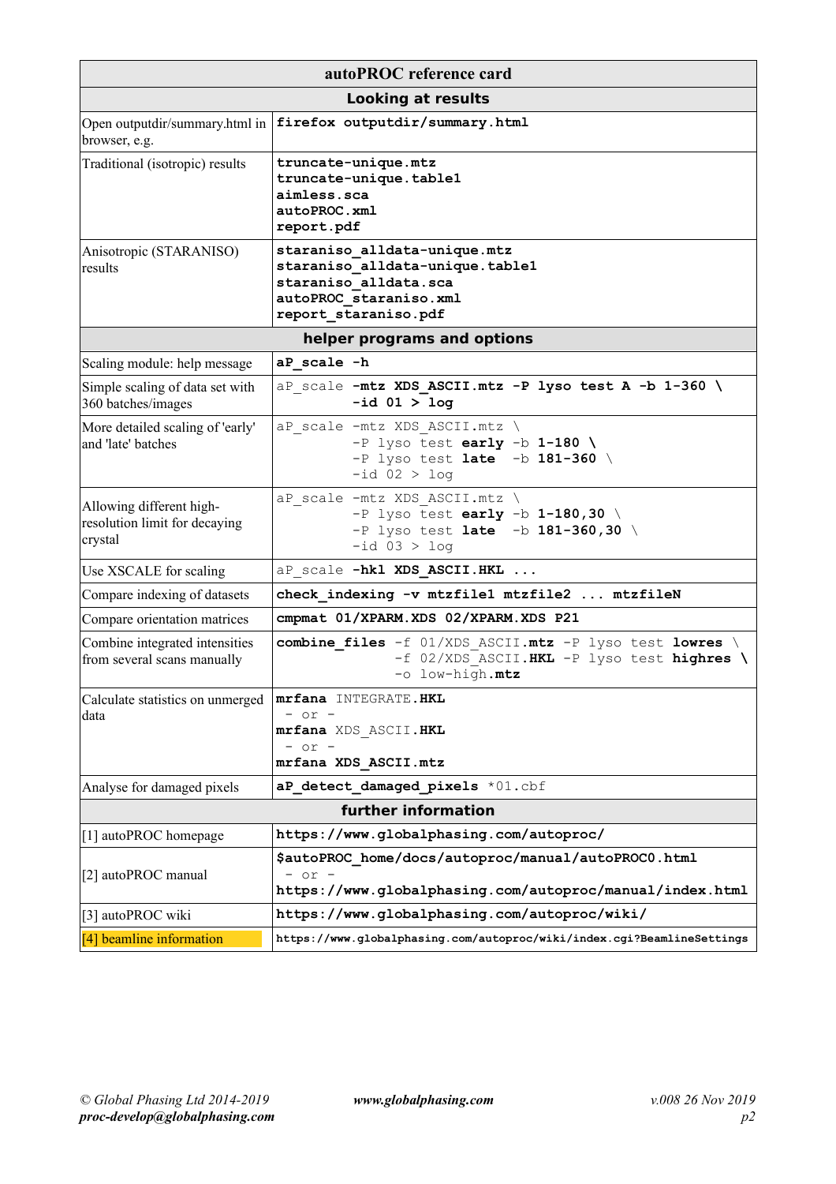| autoPROC reference card | |
|---|---|
| **Looking at results** | |
| Open outputdir/summary.html in browser, e.g. | `firefox outputdir/summary.html` |
| Traditional (isotropic) results | `truncate-unique.mtz`<br>`truncate-unique.table1`<br>`aimless.sca`<br>`autoPROC.xml`<br>`report.pdf` |
| Anisotropic (STARANISO) results | `staraniso_alldata-unique.mtz`<br>`staraniso_alldata-unique.table1`<br>`staraniso_alldata.sca`<br>`autoPROC_staraniso.xml`<br>`report_staraniso.pdf` |
| **helper programs and options** | |
| Scaling module: help message | `aP_scale -h` |
| Simple scaling of data set with 360 batches/images | `aP_scale -mtz XDS_ASCII.mtz -P lyso test A -b 1-360 \`<br>`-id 01 > log` |
| More detailed scaling of 'early' and 'late' batches | `aP_scale -mtz XDS_ASCII.mtz \`<br>`-P lyso test early -b 1-180 \`<br>`-P lyso test late -b 181-360 \`<br>`-id 02 > log` |
| Allowing different high-resolution limit for decaying crystal | `aP_scale -mtz XDS_ASCII.mtz \`<br>`-P lyso test early -b 1-180,30 \`<br>`-P lyso test late -b 181-360,30 \`<br>`-id 03 > log` |
| Use XSCALE for scaling | `aP_scale -hkl XDS_ASCII.HKL ...` |
| Compare indexing of datasets | `check_indexing -v mtzfile1 mtzfile2 ... mtzfileN` |
| Compare orientation matrices | `cmpmat 01/XPARM.XDS 02/XPARM.XDS P21` |
| Combine integrated intensities from several scans manually | `combine_files -f 01/XDS_ASCII.mtz -P lyso test lowres \`<br>`-f 02/XDS_ASCII.HKL -P lyso test highres \`<br>`-o low-high.mtz` |
| Calculate statistics on unmerged data | `mrfana INTEGRATE.HKL`<br>- or -<br>`mrfana XDS_ASCII.HKL`<br>- or -<br>`mrfana XDS_ASCII.mtz` |
| Analyse for damaged pixels | `aP_detect_damaged_pixels *01.cbf` |
| **further information** | |
| [1] autoPROC homepage | `https://www.globalphasing.com/autoproc/` |
| [2] autoPROC manual | `$autoPROC_home/docs/autoproc/manual/autoPROC0.html`<br>- or -<br>`https://www.globalphasing.com/autoproc/manual/index.html` |
| [3] autoPROC wiki | `https://www.globalphasing.com/autoproc/wiki/` |
| [4] beamline information | `https://www.globalphasing.com/autoproc/wiki/index.cgi?BeamlineSettings` |

*© Global Phasing Ltd 2014-2019*
***proc-develop@globalphasing.com***

***www.globalphasing.com***

*v.008 26 Nov 2019*